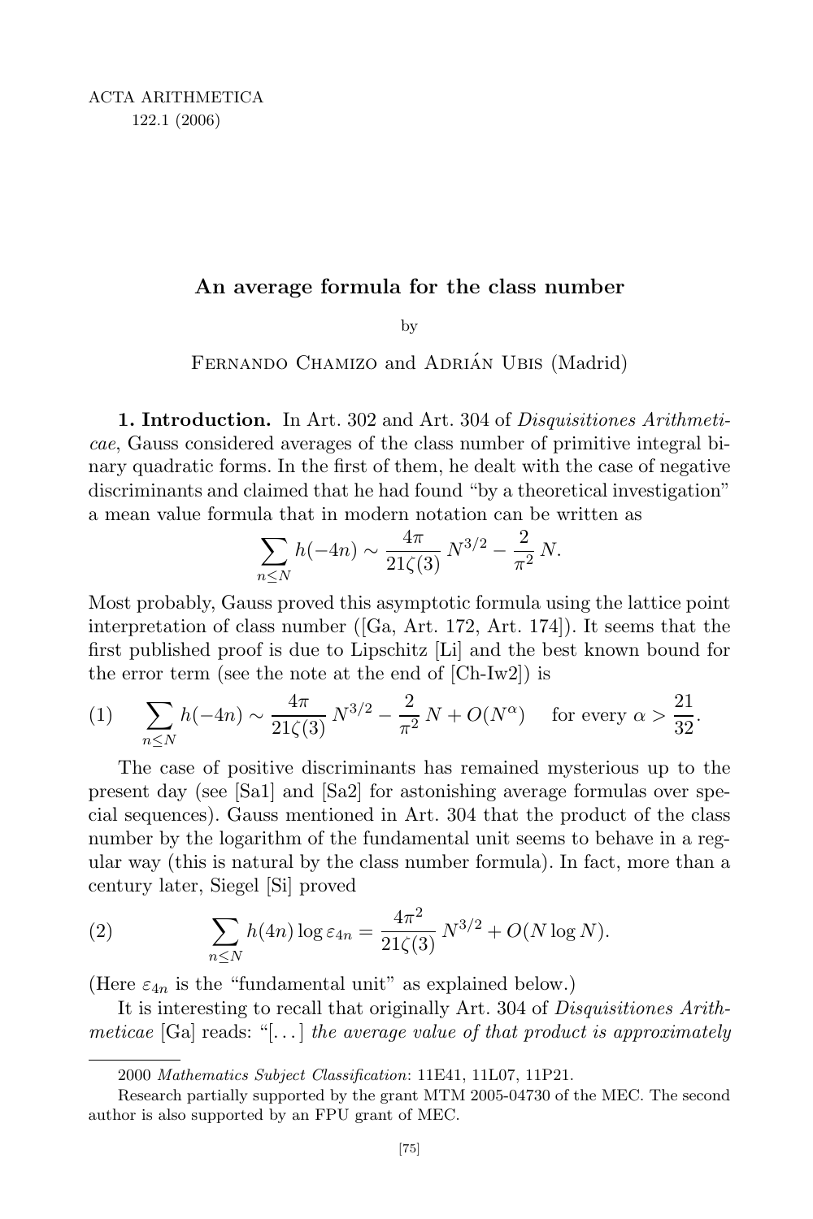# An average formula for the class number

by

Fernando Chamizo and Adrián Ubis (Madrid)

**1. Introduction.** In Art. 302 and Art. 304 of *Disquisitiones Arithmeticae*, Gauss considered averages of the class number of primitive integral binary quadratic forms. In the first of them, he dealt with the case of negative discriminants and claimed that he had found "by a theoretical investigation" a mean value formula that in modern notation can be written as

$$\sum_{n\le N} h(-4n) \sim \frac{4\pi}{21\zeta(3)}\, N^{3/2} - \frac{2}{\pi^2}\, N.$$

Most probably, Gauss proved this asymptotic formula using the lattice point interpretation of class number ([Ga, Art. 172, Art. 174]). It seems that the first published proof is due to Lipschitz [Li] and the best known bound for the error term (see the note at the end of [Ch-Iw2]) is

$$\sum_{n\le N} h(-4n) \sim \frac{4\pi}{21\zeta(3)}\, N^{3/2} - \frac{2}{\pi^2}\, N + O(N^{\alpha}) \quad \text{for every } \alpha > \frac{21}{32}. \tag{1}$$

The case of positive discriminants has remained mysterious up to the present day (see [Sa1] and [Sa2] for astonishing average formulas over special sequences). Gauss mentioned in Art. 304 that the product of the class number by the logarithm of the fundamental unit seems to behave in a regular way (this is natural by the class number formula). In fact, more than a century later, Siegel [Si] proved

$$\sum_{n\le N} h(4n)\log \varepsilon_{4n} = \frac{4\pi^2}{21\zeta(3)}\, N^{3/2} + O(N\log N). \tag{2}$$

(Here $\varepsilon_{4n}$ is the "fundamental unit" as explained below.)

It is interesting to recall that originally Art. 304 of *Disquisitiones Arithmeticae* [Ga] reads: "[...] *the average value of that product is approximately*

2000 *Mathematics Subject Classification*: 11E41, 11L07, 11P21.

Research partially supported by the grant MTM 2005-04730 of the MEC. The second author is also supported by an FPU grant of MEC.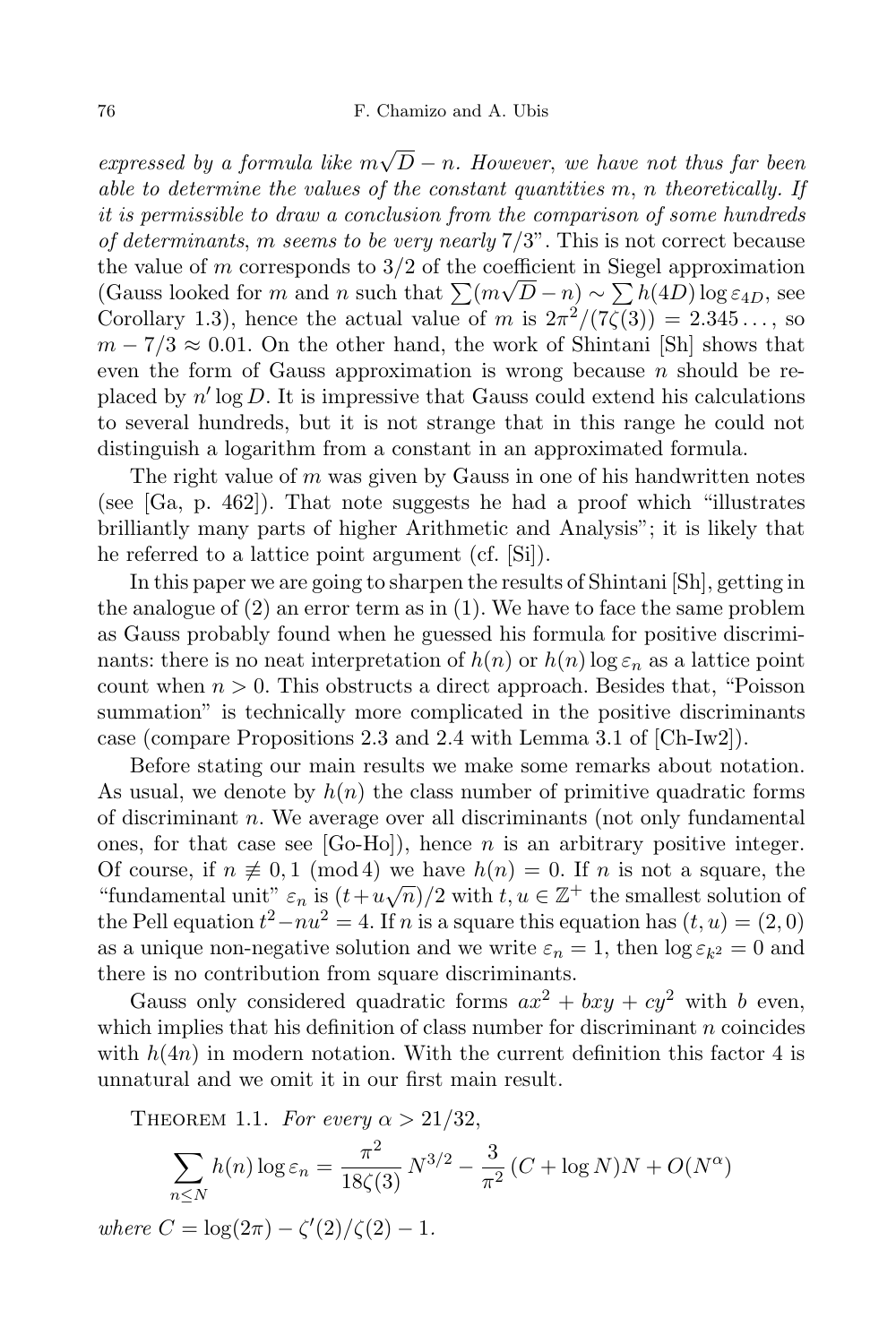*expressed by a formula like $m\sqrt{D} - n$. However, we have not thus far been able to determine the values of the constant quantities $m$, $n$ theoretically. If it is permissible to draw a conclusion from the comparison of some hundreds of determinants, $m$ seems to be very nearly $7/3$*". This is not correct because the value of $m$ corresponds to $3/2$ of the coefficient in Siegel approximation (Gauss looked for $m$ and $n$ such that $\sum(m\sqrt{D}-n) \sim \sum h(4D)\log\varepsilon_{4D}$, see Corollary 1.3), hence the actual value of $m$ is $2\pi^2/(7\zeta(3)) = 2.345\ldots$, so $m - 7/3 \approx 0.01$. On the other hand, the work of Shintani [Sh] shows that even the form of Gauss approximation is wrong because $n$ should be replaced by $n'\log D$. It is impressive that Gauss could extend his calculations to several hundreds, but it is not strange that in this range he could not distinguish a logarithm from a constant in an approximated formula.

The right value of $m$ was given by Gauss in one of his handwritten notes (see [Ga, p. 462]). That note suggests he had a proof which "illustrates brilliantly many parts of higher Arithmetic and Analysis"; it is likely that he referred to a lattice point argument (cf. [Si]).

In this paper we are going to sharpen the results of Shintani [Sh], getting in the analogue of (2) an error term as in (1). We have to face the same problem as Gauss probably found when he guessed his formula for positive discriminants: there is no neat interpretation of $h(n)$ or $h(n)\log\varepsilon_n$ as a lattice point count when $n > 0$. This obstructs a direct approach. Besides that, "Poisson summation" is technically more complicated in the positive discriminants case (compare Propositions 2.3 and 2.4 with Lemma 3.1 of [Ch-Iw2]).

Before stating our main results we make some remarks about notation. As usual, we denote by $h(n)$ the class number of primitive quadratic forms of discriminant $n$. We average over all discriminants (not only fundamental ones, for that case see [Go-Ho]), hence $n$ is an arbitrary positive integer. Of course, if $n \not\equiv 0, 1 \pmod 4$ we have $h(n) = 0$. If $n$ is not a square, the "fundamental unit" $\varepsilon_n$ is $(t + u\sqrt{n})/2$ with $t, u \in \mathbb{Z}^+$ the smallest solution of the Pell equation $t^2 - nu^2 = 4$. If $n$ is a square this equation has $(t, u) = (2, 0)$ as a unique non-negative solution and we write $\varepsilon_n = 1$, then $\log\varepsilon_{k^2} = 0$ and there is no contribution from square discriminants.

Gauss only considered quadratic forms $ax^2 + bxy + cy^2$ with $b$ even, which implies that his definition of class number for discriminant $n$ coincides with $h(4n)$ in modern notation. With the current definition this factor 4 is unnatural and we omit it in our first main result.

THEOREM 1.1. *For every $\alpha > 21/32$,*

$$\sum_{n\le N} h(n)\log\varepsilon_n = \frac{\pi^2}{18\zeta(3)}\,N^{3/2} - \frac{3}{\pi^2}\,(C + \log N)N + O(N^\alpha)$$

*where $C = \log(2\pi) - \zeta'(2)/\zeta(2) - 1$.*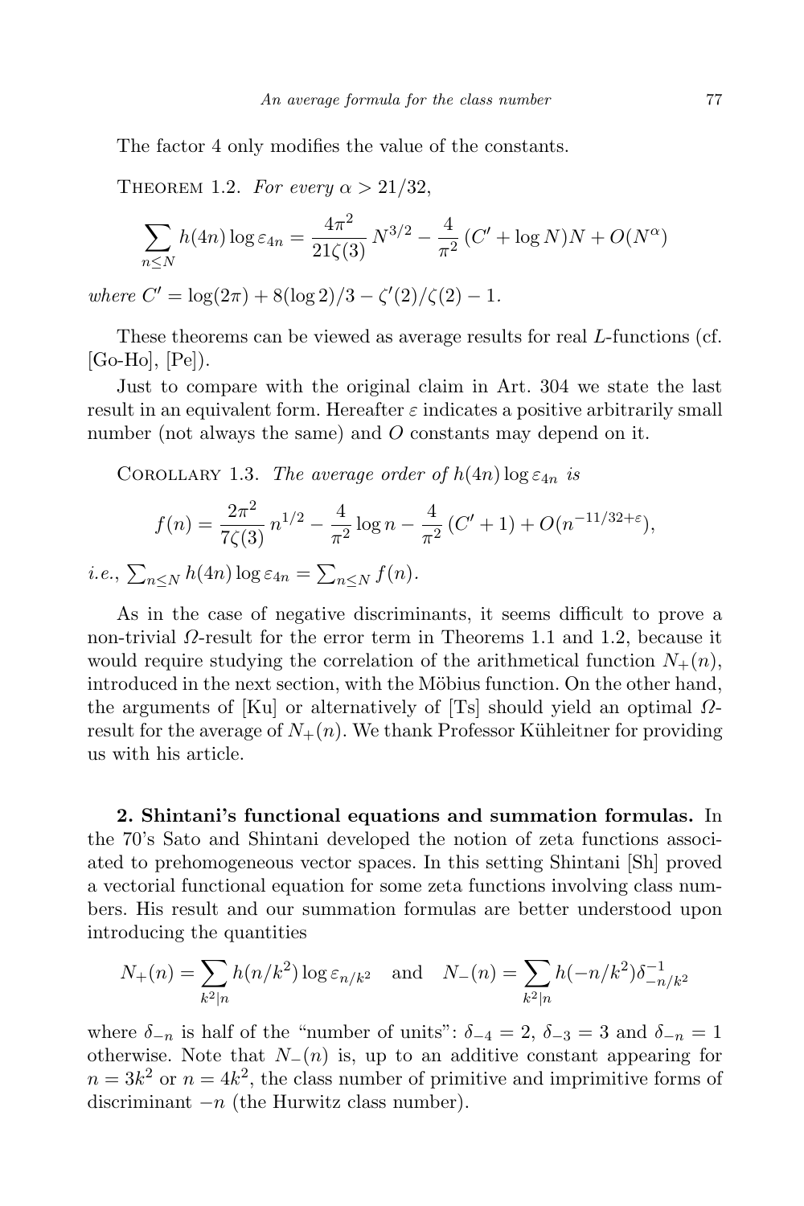The factor 4 only modifies the value of the constants.

THEOREM 1.2. *For every* $\alpha > 21/32$,

$$\sum_{n\le N} h(4n)\log\varepsilon_{4n} = \frac{4\pi^2}{21\zeta(3)}\, N^{3/2} - \frac{4}{\pi^2}\,(C' + \log N)N + O(N^\alpha)$$

*where* $C' = \log(2\pi) + 8(\log 2)/3 - \zeta'(2)/\zeta(2) - 1$.

These theorems can be viewed as average results for real $L$-functions (cf. [Go-Ho], [Pe]).

Just to compare with the original claim in Art. 304 we state the last result in an equivalent form. Hereafter $\varepsilon$ indicates a positive arbitrarily small number (not always the same) and $O$ constants may depend on it.

COROLLARY 1.3. *The average order of* $h(4n)\log\varepsilon_{4n}$ *is*

$$f(n) = \frac{2\pi^2}{7\zeta(3)}\, n^{1/2} - \frac{4}{\pi^2}\log n - \frac{4}{\pi^2}\,(C'+1) + O(n^{-11/32+\varepsilon}),$$

*i.e.*, $\sum_{n\le N} h(4n)\log\varepsilon_{4n} = \sum_{n\le N} f(n)$.

As in the case of negative discriminants, it seems difficult to prove a non-trivial $\Omega$-result for the error term in Theorems 1.1 and 1.2, because it would require studying the correlation of the arithmetical function $N_+(n)$, introduced in the next section, with the Möbius function. On the other hand, the arguments of [Ku] or alternatively of [Ts] should yield an optimal $\Omega$-result for the average of $N_+(n)$. We thank Professor Kühleitner for providing us with his article.

**2. Shintani's functional equations and summation formulas.** In the 70's Sato and Shintani developed the notion of zeta functions associated to prehomogeneous vector spaces. In this setting Shintani [Sh] proved a vectorial functional equation for some zeta functions involving class numbers. His result and our summation formulas are better understood upon introducing the quantities

$$N_+(n) = \sum_{k^2\mid n} h(n/k^2)\log\varepsilon_{n/k^2} \quad \text{and} \quad N_-(n) = \sum_{k^2\mid n} h(-n/k^2)\delta^{-1}_{-n/k^2}$$

where $\delta_{-n}$ is half of the "number of units": $\delta_{-4} = 2$, $\delta_{-3} = 3$ and $\delta_{-n} = 1$ otherwise. Note that $N_-(n)$ is, up to an additive constant appearing for $n = 3k^2$ or $n = 4k^2$, the class number of primitive and imprimitive forms of discriminant $-n$ (the Hurwitz class number).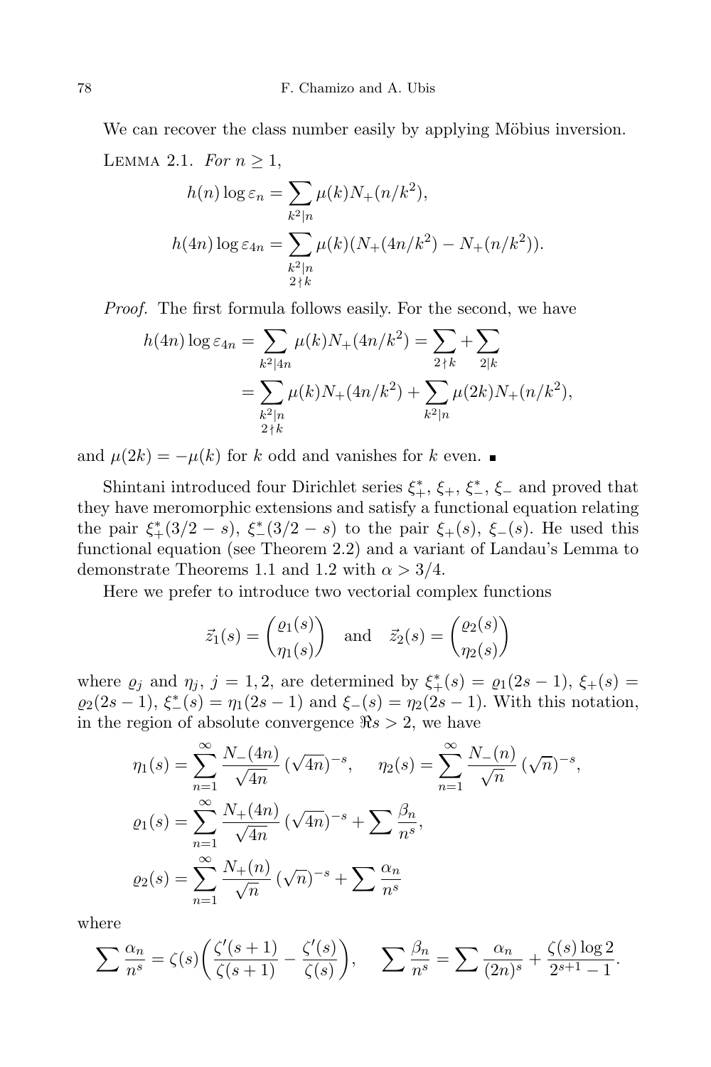We can recover the class number easily by applying Möbius inversion.

Lemma 2.1. *For* $n \ge 1$,

$$h(n)\log\varepsilon_n = \sum_{k^2\mid n}\mu(k)N_+(n/k^2),$$

$$h(4n)\log\varepsilon_{4n} = \sum_{\substack{k^2\mid n\\ 2\nmid k}}\mu(k)(N_+(4n/k^2)-N_+(n/k^2)).$$

*Proof.* The first formula follows easily. For the second, we have

$$\begin{aligned}
h(4n)\log\varepsilon_{4n} &= \sum_{k^2\mid 4n}\mu(k)N_+(4n/k^2) = \sum_{2\nmid k} + \sum_{2\mid k}\\
&= \sum_{\substack{k^2\mid n\\ 2\nmid k}}\mu(k)N_+(4n/k^2) + \sum_{k^2\mid n}\mu(2k)N_+(n/k^2),
\end{aligned}$$

and $\mu(2k) = -\mu(k)$ for $k$ odd and vanishes for $k$ even. ∎

Shintani introduced four Dirichlet series $\xi_+^*$, $\xi_+$, $\xi_-^*$, $\xi_-$ and proved that they have meromorphic extensions and satisfy a functional equation relating the pair $\xi_+^*(3/2-s)$, $\xi_-^*(3/2-s)$ to the pair $\xi_+(s)$, $\xi_-(s)$. He used this functional equation (see Theorem 2.2) and a variant of Landau's Lemma to demonstrate Theorems 1.1 and 1.2 with $\alpha > 3/4$.

Here we prefer to introduce two vectorial complex functions

$$\vec{z}_1(s) = \begin{pmatrix}\varrho_1(s)\\ \eta_1(s)\end{pmatrix} \quad\text{and}\quad \vec{z}_2(s) = \begin{pmatrix}\varrho_2(s)\\ \eta_2(s)\end{pmatrix}$$

where $\varrho_j$ and $\eta_j$, $j=1,2$, are determined by $\xi_+^*(s) = \varrho_1(2s-1)$, $\xi_+(s) = \varrho_2(2s-1)$, $\xi_-^*(s) = \eta_1(2s-1)$ and $\xi_-(s) = \eta_2(2s-1)$. With this notation, in the region of absolute convergence $\Re s > 2$, we have

$$\eta_1(s) = \sum_{n=1}^{\infty}\frac{N_-(4n)}{\sqrt{4n}}\,(\sqrt{4n})^{-s}, \qquad \eta_2(s) = \sum_{n=1}^{\infty}\frac{N_-(n)}{\sqrt{n}}\,(\sqrt{n})^{-s},$$

$$\varrho_1(s) = \sum_{n=1}^{\infty}\frac{N_+(4n)}{\sqrt{4n}}\,(\sqrt{4n})^{-s} + \sum\frac{\beta_n}{n^s},$$

$$\varrho_2(s) = \sum_{n=1}^{\infty}\frac{N_+(n)}{\sqrt{n}}\,(\sqrt{n})^{-s} + \sum\frac{\alpha_n}{n^s}$$

where

$$\sum\frac{\alpha_n}{n^s} = \zeta(s)\left(\frac{\zeta'(s+1)}{\zeta(s+1)} - \frac{\zeta'(s)}{\zeta(s)}\right), \qquad \sum\frac{\beta_n}{n^s} = \sum\frac{\alpha_n}{(2n)^s} + \frac{\zeta(s)\log 2}{2^{s+1}-1}.$$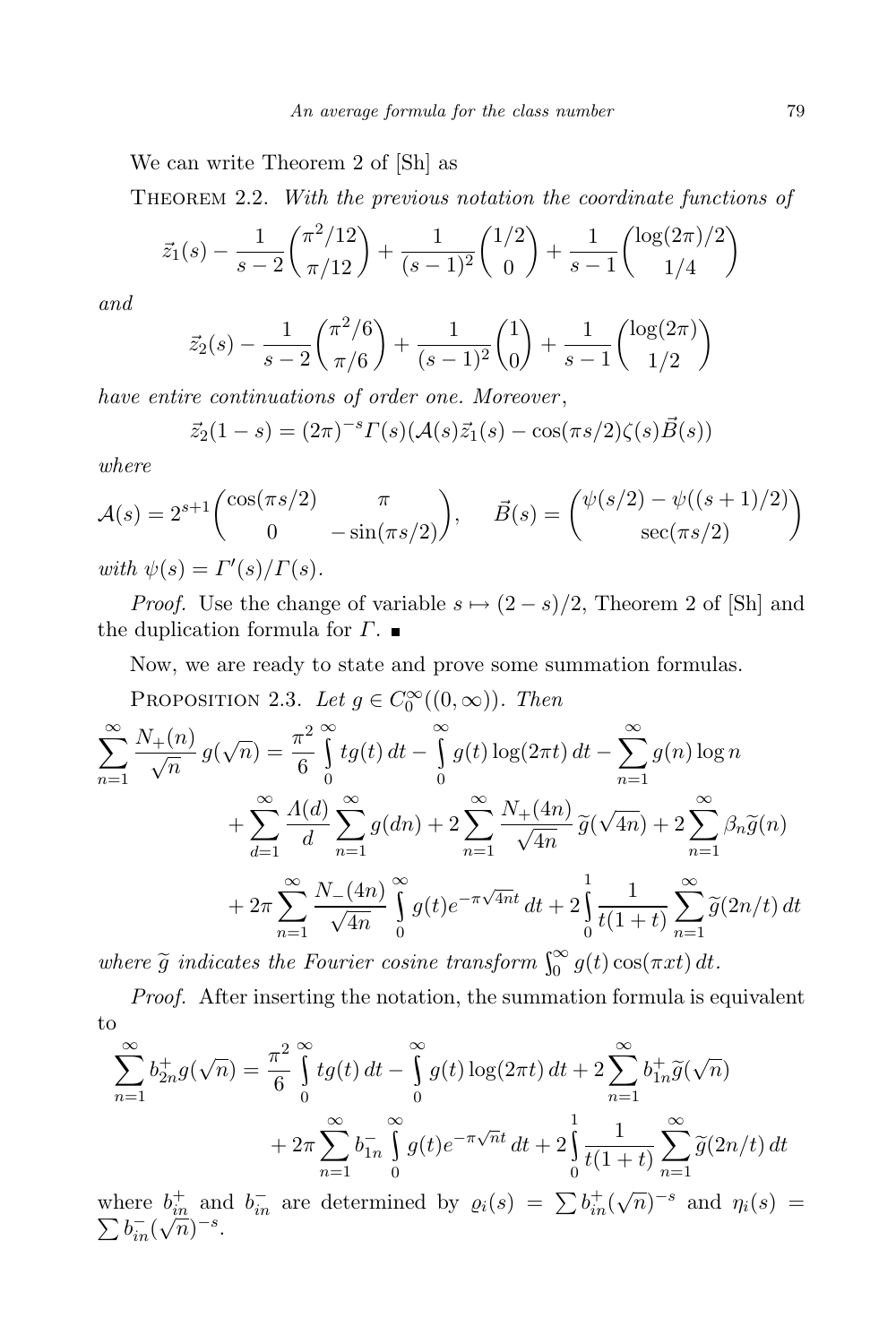We can write Theorem 2 of [Sh] as

Theorem 2.2. *With the previous notation the coordinate functions of*

$$\vec{z}_1(s) - \frac{1}{s-2}\begin{pmatrix}\pi^2/12\\ \pi/12\end{pmatrix} + \frac{1}{(s-1)^2}\begin{pmatrix}1/2\\ 0\end{pmatrix} + \frac{1}{s-1}\begin{pmatrix}\log(2\pi)/2\\ 1/4\end{pmatrix}$$

*and*

$$\vec{z}_2(s) - \frac{1}{s-2}\begin{pmatrix}\pi^2/6\\ \pi/6\end{pmatrix} + \frac{1}{(s-1)^2}\begin{pmatrix}1\\ 0\end{pmatrix} + \frac{1}{s-1}\begin{pmatrix}\log(2\pi)\\ 1/2\end{pmatrix}$$

*have entire continuations of order one. Moreover*,

$$\vec{z}_2(1-s) = (2\pi)^{-s}\Gamma(s)(\mathcal{A}(s)\vec{z}_1(s) - \cos(\pi s/2)\zeta(s)\vec{B}(s))$$

*where*

$$\mathcal{A}(s) = 2^{s+1}\begin{pmatrix}\cos(\pi s/2) & \pi\\ 0 & -\sin(\pi s/2)\end{pmatrix}, \qquad \vec{B}(s) = \begin{pmatrix}\psi(s/2) - \psi((s+1)/2)\\ \sec(\pi s/2)\end{pmatrix}$$

*with* $\psi(s) = \Gamma'(s)/\Gamma(s)$.

*Proof.* Use the change of variable $s \mapsto (2-s)/2$, Theorem 2 of [Sh] and the duplication formula for $\Gamma$. ∎

Now, we are ready to state and prove some summation formulas.

Proposition 2.3. *Let* $g \in C_0^\infty((0,\infty))$. *Then*

$$\begin{aligned}\sum_{n=1}^{\infty} \frac{N_+(n)}{\sqrt{n}}\, g(\sqrt{n}) &= \frac{\pi^2}{6}\int_0^\infty t g(t)\,dt - \int_0^\infty g(t)\log(2\pi t)\,dt - \sum_{n=1}^\infty g(n)\log n\\ &\quad + \sum_{d=1}^\infty \frac{\Lambda(d)}{d}\sum_{n=1}^\infty g(dn) + 2\sum_{n=1}^\infty \frac{N_+(4n)}{\sqrt{4n}}\,\widetilde{g}(\sqrt{4n}) + 2\sum_{n=1}^\infty \beta_n \widetilde{g}(n)\\ &\quad + 2\pi\sum_{n=1}^\infty \frac{N_-(4n)}{\sqrt{4n}}\int_0^\infty g(t)e^{-\pi\sqrt{4n}t}\,dt + 2\int_0^1 \frac{1}{t(1+t)}\sum_{n=1}^\infty \widetilde{g}(2n/t)\,dt\end{aligned}$$

*where* $\widetilde{g}$ *indicates the Fourier cosine transform* $\int_0^\infty g(t)\cos(\pi x t)\,dt$.

*Proof.* After inserting the notation, the summation formula is equivalent to

$$\begin{aligned}\sum_{n=1}^\infty b_{2n}^+ g(\sqrt{n}) &= \frac{\pi^2}{6}\int_0^\infty t g(t)\,dt - \int_0^\infty g(t)\log(2\pi t)\,dt + 2\sum_{n=1}^\infty b_{1n}^+ \widetilde{g}(\sqrt{n})\\ &\quad + 2\pi\sum_{n=1}^\infty b_{1n}^- \int_0^\infty g(t)e^{-\pi\sqrt{n}t}\,dt + 2\int_0^1 \frac{1}{t(1+t)}\sum_{n=1}^\infty \widetilde{g}(2n/t)\,dt\end{aligned}$$

where $b_{in}^+$ and $b_{in}^-$ are determined by $\varrho_i(s) = \sum b_{in}^+(\sqrt{n})^{-s}$ and $\eta_i(s) = \sum b_{in}^-(\sqrt{n})^{-s}$.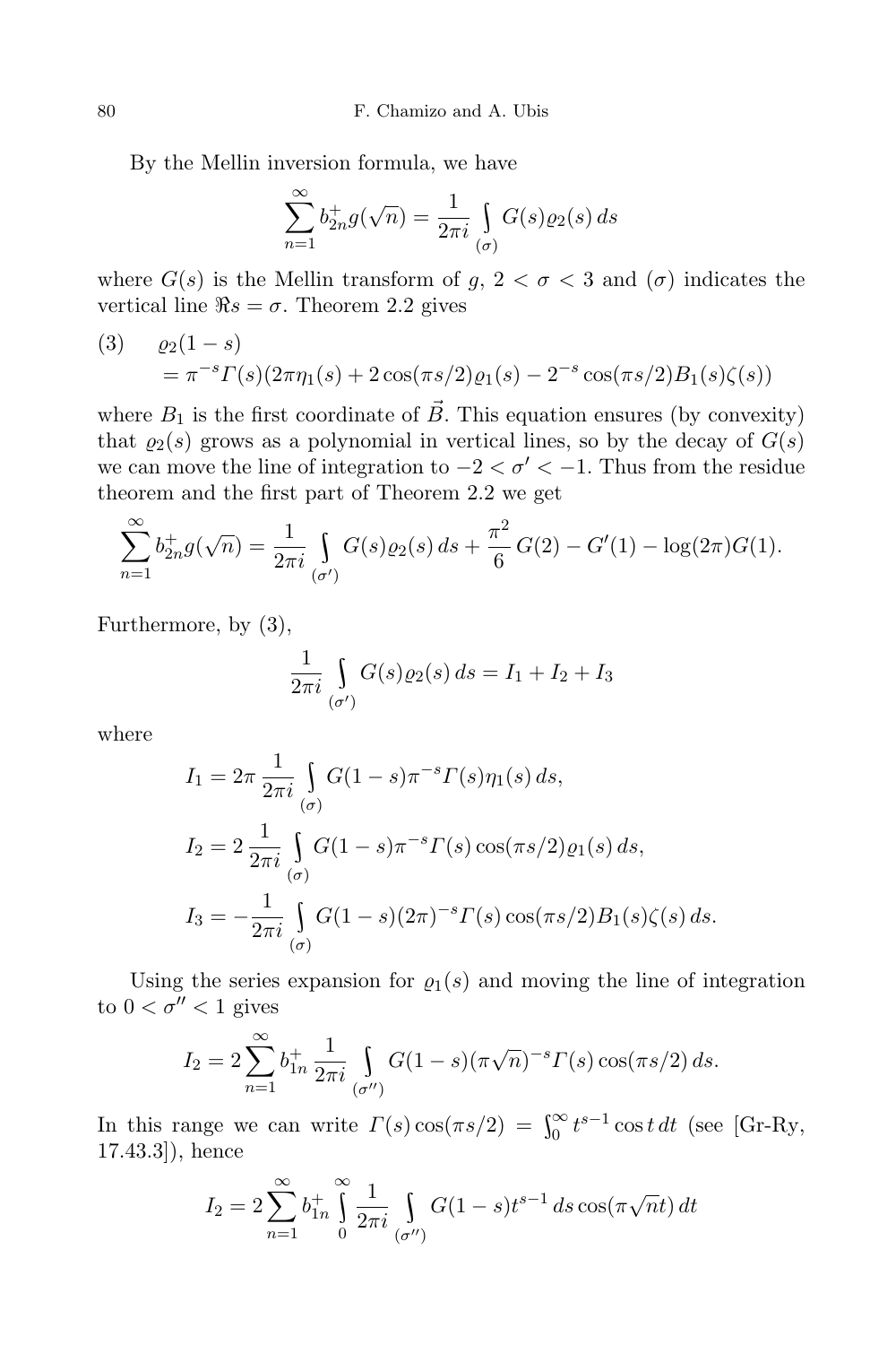By the Mellin inversion formula, we have

$$\sum_{n=1}^{\infty} b_{2n}^{+} g(\sqrt{n}) = \frac{1}{2\pi i} \int_{(\sigma)} G(s)\varrho_2(s)\, ds$$

where $G(s)$ is the Mellin transform of $g$, $2 < \sigma < 3$ and $(\sigma)$ indicates the vertical line $\Re s = \sigma$. Theorem 2.2 gives

$$\text{(3)} \quad \begin{aligned} &\varrho_2(1-s) \\ &= \pi^{-s}\Gamma(s)(2\pi\eta_1(s) + 2\cos(\pi s/2)\varrho_1(s) - 2^{-s}\cos(\pi s/2)B_1(s)\zeta(s)) \end{aligned}$$

where $B_1$ is the first coordinate of $\vec{B}$. This equation ensures (by convexity) that $\varrho_2(s)$ grows as a polynomial in vertical lines, so by the decay of $G(s)$ we can move the line of integration to $-2 < \sigma' < -1$. Thus from the residue theorem and the first part of Theorem 2.2 we get

$$\sum_{n=1}^{\infty} b_{2n}^{+} g(\sqrt{n}) = \frac{1}{2\pi i} \int_{(\sigma')} G(s)\varrho_2(s)\, ds + \frac{\pi^2}{6} G(2) - G'(1) - \log(2\pi)G(1).$$

Furthermore, by (3),

$$\frac{1}{2\pi i} \int_{(\sigma')} G(s)\varrho_2(s)\, ds = I_1 + I_2 + I_3$$

where

$$I_1 = 2\pi \frac{1}{2\pi i} \int_{(\sigma)} G(1-s)\pi^{-s}\Gamma(s)\eta_1(s)\, ds,$$

$$I_2 = 2 \frac{1}{2\pi i} \int_{(\sigma)} G(1-s)\pi^{-s}\Gamma(s)\cos(\pi s/2)\varrho_1(s)\, ds,$$

$$I_3 = -\frac{1}{2\pi i} \int_{(\sigma)} G(1-s)(2\pi)^{-s}\Gamma(s)\cos(\pi s/2)B_1(s)\zeta(s)\, ds.$$

Using the series expansion for $\varrho_1(s)$ and moving the line of integration to $0 < \sigma'' < 1$ gives

$$I_2 = 2\sum_{n=1}^{\infty} b_{1n}^{+} \frac{1}{2\pi i} \int_{(\sigma'')} G(1-s)(\pi\sqrt{n})^{-s}\Gamma(s)\cos(\pi s/2)\, ds.$$

In this range we can write $\Gamma(s)\cos(\pi s/2) = \int_0^\infty t^{s-1}\cos t\, dt$ (see [Gr-Ry, 17.43.3]), hence

$$I_2 = 2\sum_{n=1}^{\infty} b_{1n}^{+} \int_0^\infty \frac{1}{2\pi i} \int_{(\sigma'')} G(1-s)t^{s-1}\, ds \cos(\pi\sqrt{n}t)\, dt$$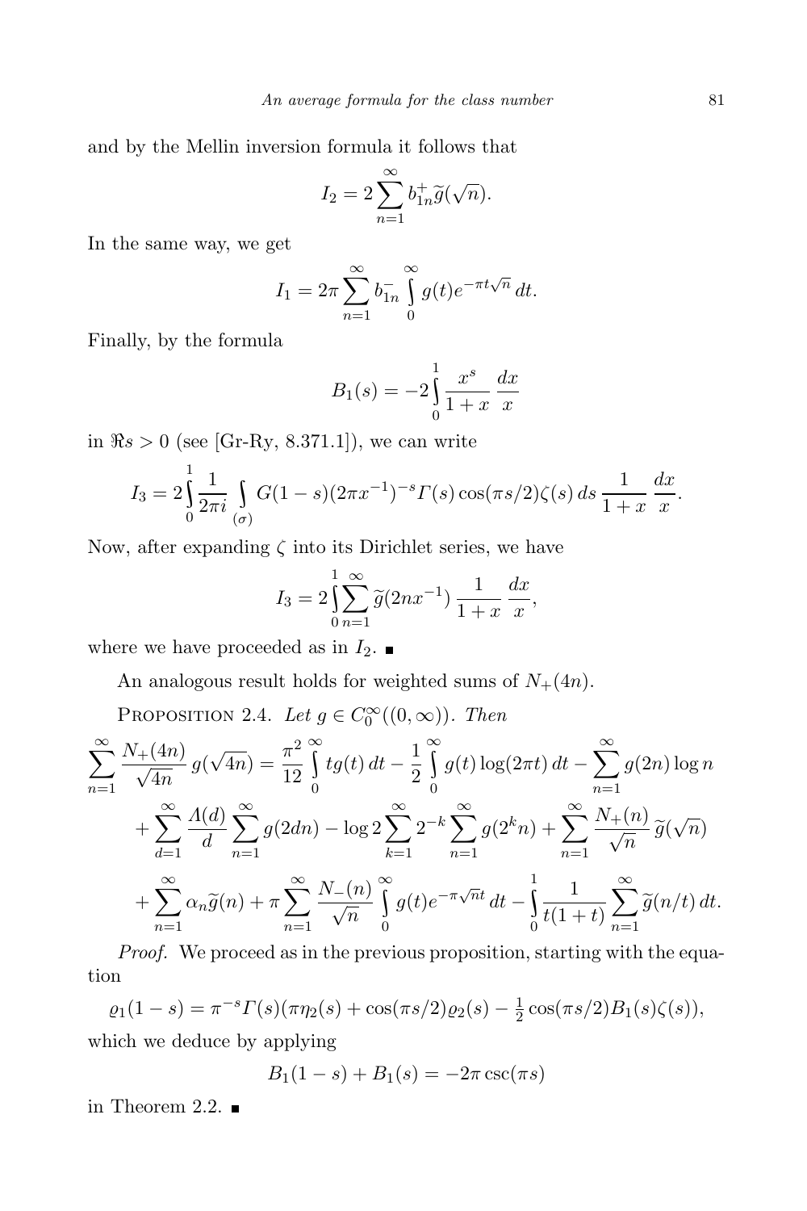and by the Mellin inversion formula it follows that

$$I_2 = 2\sum_{n=1}^{\infty} b_{1n}^{+}\widetilde{g}(\sqrt{n}).$$

In the same way, we get

$$I_1 = 2\pi \sum_{n=1}^{\infty} b_{1n}^{-} \int_0^{\infty} g(t)e^{-\pi t\sqrt{n}}\,dt.$$

Finally, by the formula

$$B_1(s) = -2\int_0^1 \frac{x^s}{1+x}\,\frac{dx}{x}$$

in $\Re s > 0$ (see [Gr-Ry, 8.371.1]), we can write

$$I_3 = 2\int_0^1 \frac{1}{2\pi i}\int_{(\sigma)} G(1-s)(2\pi x^{-1})^{-s}\Gamma(s)\cos(\pi s/2)\zeta(s)\,ds\,\frac{1}{1+x}\,\frac{dx}{x}.$$

Now, after expanding $\zeta$ into its Dirichlet series, we have

$$I_3 = 2\int_0^1 \sum_{n=1}^{\infty} \widetilde{g}(2nx^{-1})\,\frac{1}{1+x}\,\frac{dx}{x},$$

where we have proceeded as in $I_2$. ∎

An analogous result holds for weighted sums of $N_{+}(4n)$.

Proposition 2.4. *Let $g \in C_0^{\infty}((0,\infty))$. Then*

$$\begin{aligned}
\sum_{n=1}^{\infty} \frac{N_{+}(4n)}{\sqrt{4n}}\, g(\sqrt{4n}) &= \frac{\pi^2}{12}\int_0^{\infty} t g(t)\,dt - \frac{1}{2}\int_0^{\infty} g(t)\log(2\pi t)\,dt - \sum_{n=1}^{\infty} g(2n)\log n \\
&\quad + \sum_{d=1}^{\infty} \frac{\Lambda(d)}{d}\sum_{n=1}^{\infty} g(2dn) - \log 2\sum_{k=1}^{\infty} 2^{-k}\sum_{n=1}^{\infty} g(2^k n) + \sum_{n=1}^{\infty} \frac{N_{+}(n)}{\sqrt{n}}\,\widetilde{g}(\sqrt{n}) \\
&\quad + \sum_{n=1}^{\infty} \alpha_n \widetilde{g}(n) + \pi\sum_{n=1}^{\infty} \frac{N_{-}(n)}{\sqrt{n}}\int_0^{\infty} g(t)e^{-\pi\sqrt{n}t}\,dt - \int_0^1 \frac{1}{t(1+t)}\sum_{n=1}^{\infty} \widetilde{g}(n/t)\,dt.
\end{aligned}$$

*Proof.* We proceed as in the previous proposition, starting with the equation

$$\varrho_1(1-s) = \pi^{-s}\Gamma(s)(\pi\eta_2(s) + \cos(\pi s/2)\varrho_2(s) - \tfrac{1}{2}\cos(\pi s/2)B_1(s)\zeta(s)),$$

which we deduce by applying

$$B_1(1-s) + B_1(s) = -2\pi\csc(\pi s)$$

in Theorem 2.2. ∎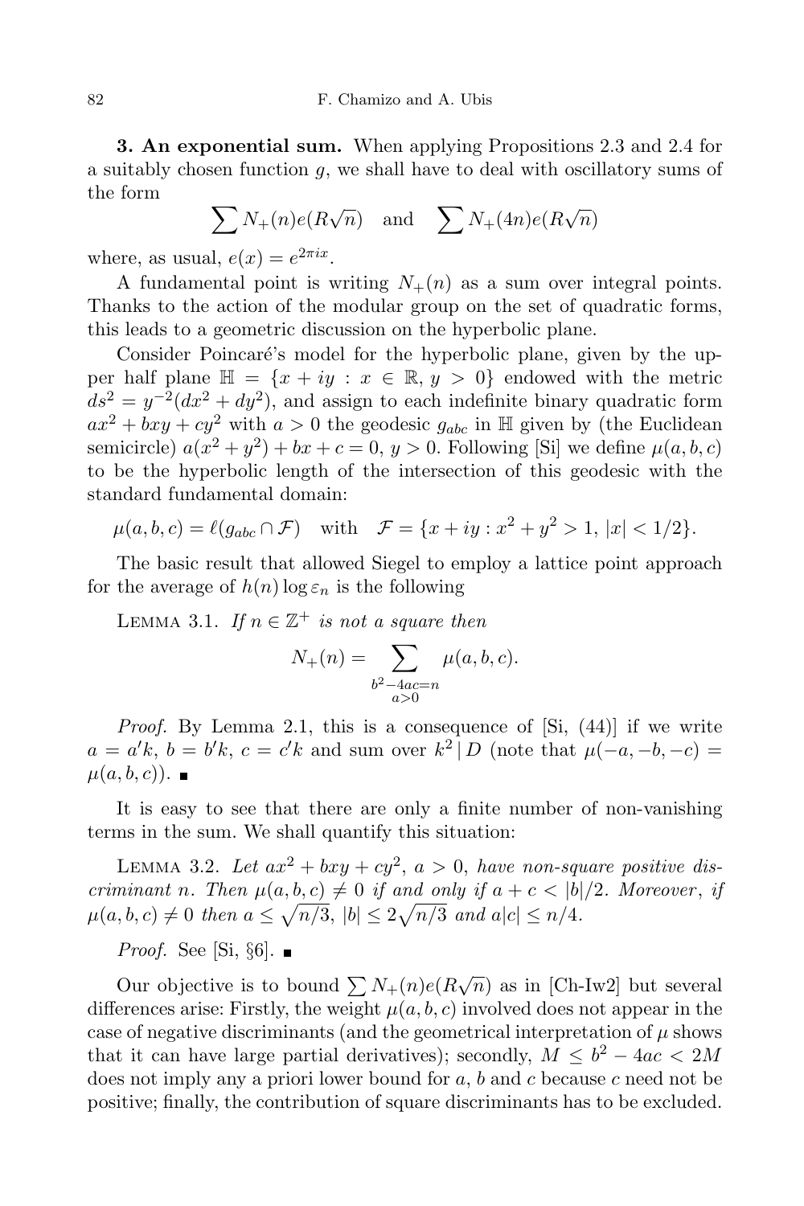**3. An exponential sum.** When applying Propositions 2.3 and 2.4 for a suitably chosen function $g$, we shall have to deal with oscillatory sums of the form

$$\sum N_+(n)e(R\sqrt{n}) \quad \text{and} \quad \sum N_+(4n)e(R\sqrt{n})$$

where, as usual, $e(x) = e^{2\pi i x}$.

A fundamental point is writing $N_+(n)$ as a sum over integral points. Thanks to the action of the modular group on the set of quadratic forms, this leads to a geometric discussion on the hyperbolic plane.

Consider Poincaré's model for the hyperbolic plane, given by the upper half plane $\mathbb{H} = \{x + iy : x \in \mathbb{R},\, y > 0\}$ endowed with the metric $ds^2 = y^{-2}(dx^2 + dy^2)$, and assign to each indefinite binary quadratic form $ax^2 + bxy + cy^2$ with $a > 0$ the geodesic $g_{abc}$ in $\mathbb{H}$ given by (the Euclidean semicircle) $a(x^2 + y^2) + bx + c = 0$, $y > 0$. Following [Si] we define $\mu(a, b, c)$ to be the hyperbolic length of the intersection of this geodesic with the standard fundamental domain:

$$\mu(a, b, c) = \ell(g_{abc} \cap \mathcal{F}) \quad \text{with} \quad \mathcal{F} = \{x + iy : x^2 + y^2 > 1,\ |x| < 1/2\}.$$

The basic result that allowed Siegel to employ a lattice point approach for the average of $h(n) \log \varepsilon_n$ is the following

Lemma 3.1. *If $n \in \mathbb{Z}^+$ is not a square then*

$$N_+(n) = \sum_{\substack{b^2 - 4ac = n \\ a > 0}} \mu(a, b, c).$$

*Proof.* By Lemma 2.1, this is a consequence of [Si, (44)] if we write $a = a'k$, $b = b'k$, $c = c'k$ and sum over $k^2 \mid D$ (note that $\mu(-a, -b, -c) = \mu(a, b, c)$). ∎

It is easy to see that there are only a finite number of non-vanishing terms in the sum. We shall quantify this situation:

Lemma 3.2. *Let $ax^2 + bxy + cy^2$, $a > 0$, have non-square positive discriminant $n$. Then $\mu(a, b, c) \neq 0$ if and only if $a + c < |b|/2$. Moreover, if $\mu(a, b, c) \neq 0$ then $a \leq \sqrt{n/3}$, $|b| \leq 2\sqrt{n/3}$ and $a|c| \leq n/4$.*

*Proof.* See [Si, §6]. ∎

Our objective is to bound $\sum N_+(n)e(R\sqrt{n})$ as in [Ch-Iw2] but several differences arise: Firstly, the weight $\mu(a, b, c)$ involved does not appear in the case of negative discriminants (and the geometrical interpretation of $\mu$ shows that it can have large partial derivatives); secondly, $M \leq b^2 - 4ac < 2M$ does not imply any a priori lower bound for $a$, $b$ and $c$ because $c$ need not be positive; finally, the contribution of square discriminants has to be excluded.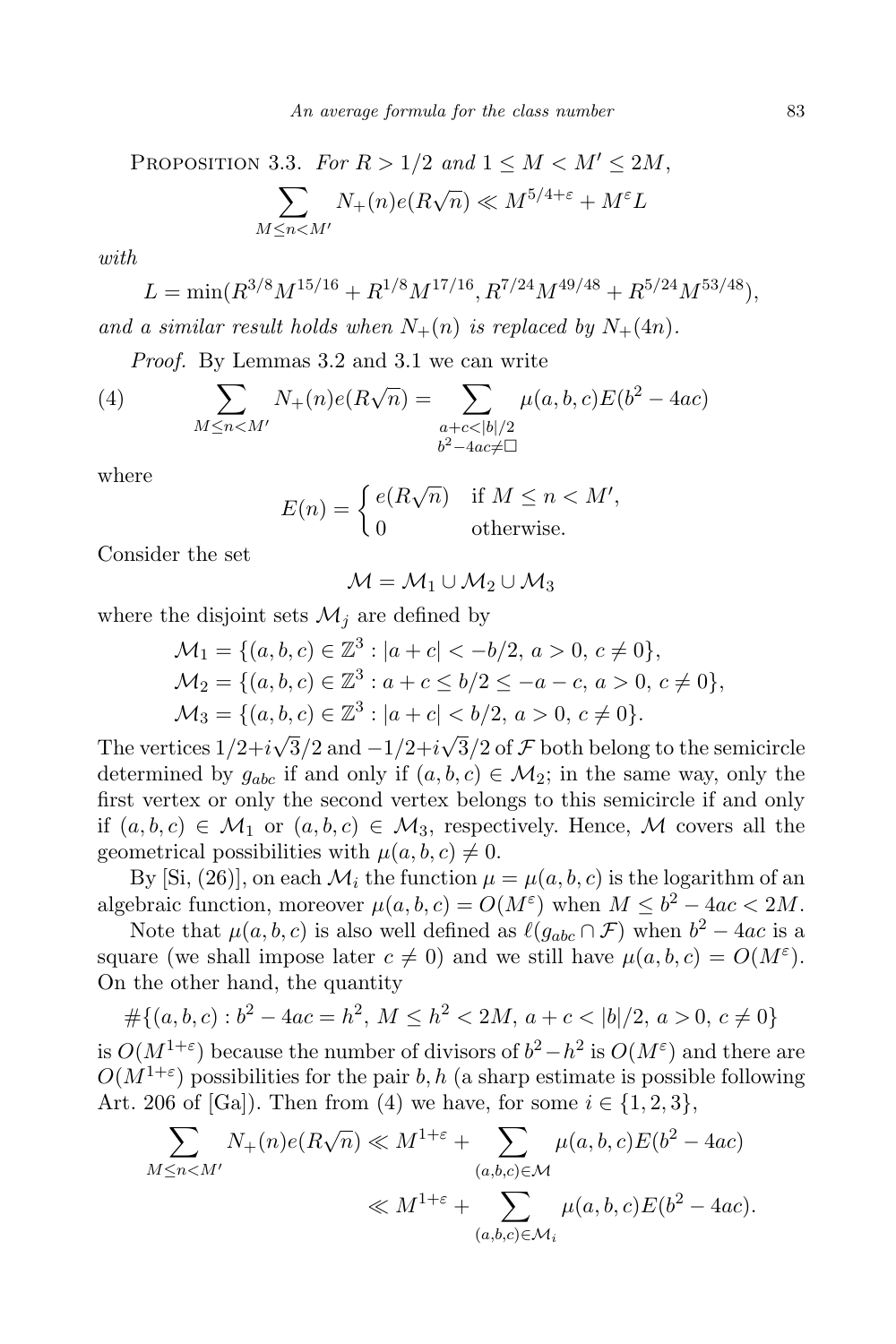PROPOSITION 3.3. *For $R > 1/2$ and $1 \le M < M' \le 2M$,*

$$\sum_{M \le n < M'} N_+(n) e(R\sqrt{n}) \ll M^{5/4+\varepsilon} + M^{\varepsilon} L$$

*with*

$$L = \min(R^{3/8} M^{15/16} + R^{1/8} M^{17/16}, R^{7/24} M^{49/48} + R^{5/24} M^{53/48}),$$

*and a similar result holds when $N_+(n)$ is replaced by $N_+(4n)$.*

*Proof.* By Lemmas 3.2 and 3.1 we can write

$$\sum_{M \le n < M'} N_+(n) e(R\sqrt{n}) = \sum_{\substack{a+c<|b|/2 \\ b^2-4ac \ne \square}} \mu(a,b,c) E(b^2 - 4ac) \tag{4}$$

where

$$E(n) = \begin{cases} e(R\sqrt{n}) & \text{if } M \le n < M', \\ 0 & \text{otherwise.} \end{cases}$$

Consider the set

$$\mathcal{M} = \mathcal{M}_1 \cup \mathcal{M}_2 \cup \mathcal{M}_3$$

where the disjoint sets $\mathcal{M}_j$ are defined by

$$\mathcal{M}_1 = \{(a,b,c) \in \mathbb{Z}^3 : |a+c| < -b/2,\ a > 0,\ c \ne 0\},$$
$$\mathcal{M}_2 = \{(a,b,c) \in \mathbb{Z}^3 : a+c \le b/2 \le -a-c,\ a > 0,\ c \ne 0\},$$
$$\mathcal{M}_3 = \{(a,b,c) \in \mathbb{Z}^3 : |a+c| < b/2,\ a > 0,\ c \ne 0\}.$$

The vertices $1/2 + i\sqrt{3}/2$ and $-1/2 + i\sqrt{3}/2$ of $\mathcal{F}$ both belong to the semicircle determined by $g_{abc}$ if and only if $(a,b,c) \in \mathcal{M}_2$; in the same way, only the first vertex or only the second vertex belongs to this semicircle if and only if $(a,b,c) \in \mathcal{M}_1$ or $(a,b,c) \in \mathcal{M}_3$, respectively. Hence, $\mathcal{M}$ covers all the geometrical possibilities with $\mu(a,b,c) \ne 0$.

By [Si, (26)], on each $\mathcal{M}_i$ the function $\mu = \mu(a,b,c)$ is the logarithm of an algebraic function, moreover $\mu(a,b,c) = O(M^{\varepsilon})$ when $M \le b^2 - 4ac < 2M$.

Note that $\mu(a,b,c)$ is also well defined as $\ell(g_{abc} \cap \mathcal{F})$ when $b^2 - 4ac$ is a square (we shall impose later $c \ne 0$) and we still have $\mu(a,b,c) = O(M^{\varepsilon})$. On the other hand, the quantity

$$\#\{(a,b,c) : b^2 - 4ac = h^2,\ M \le h^2 < 2M,\ a+c < |b|/2,\ a > 0,\ c \ne 0\}$$

is $O(M^{1+\varepsilon})$ because the number of divisors of $b^2 - h^2$ is $O(M^{\varepsilon})$ and there are $O(M^{1+\varepsilon})$ possibilities for the pair $b, h$ (a sharp estimate is possible following Art. 206 of [Ga]). Then from (4) we have, for some $i \in \{1,2,3\}$,

$$\sum_{M \le n < M'} N_+(n) e(R\sqrt{n}) \ll M^{1+\varepsilon} + \sum_{(a,b,c) \in \mathcal{M}} \mu(a,b,c) E(b^2 - 4ac)$$
$$\ll M^{1+\varepsilon} + \sum_{(a,b,c) \in \mathcal{M}_i} \mu(a,b,c) E(b^2 - 4ac).$$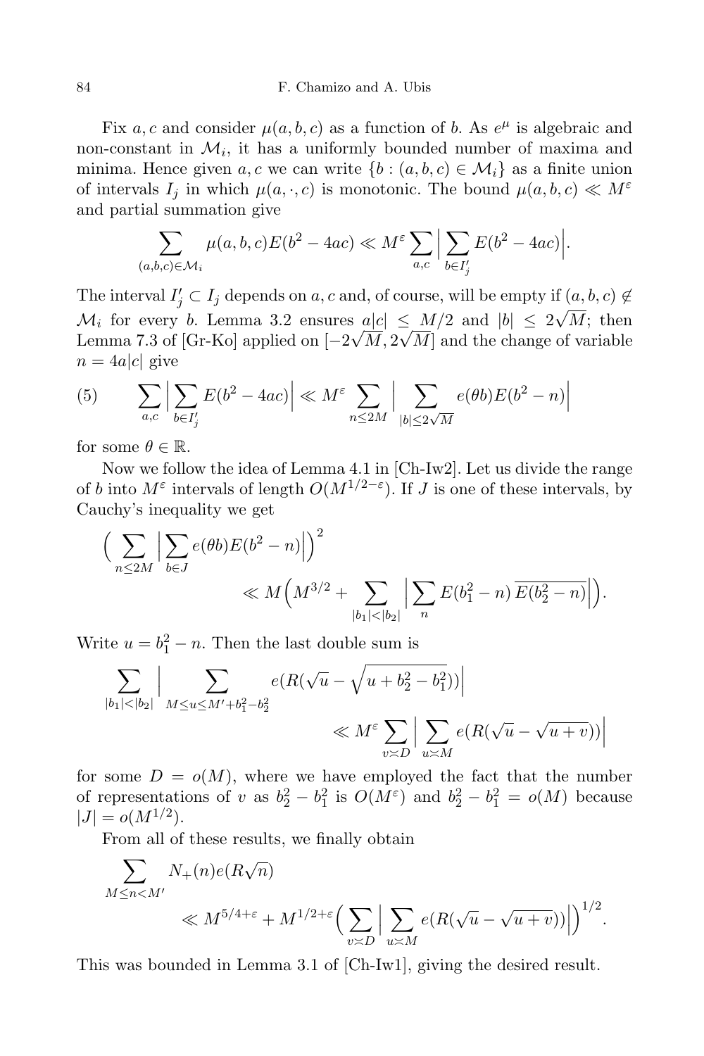Fix $a, c$ and consider $\mu(a,b,c)$ as a function of $b$. As $e^\mu$ is algebraic and non-constant in $\mathcal{M}_i$, it has a uniformly bounded number of maxima and minima. Hence given $a, c$ we can write $\{b : (a,b,c) \in \mathcal{M}_i\}$ as a finite union of intervals $I_j$ in which $\mu(a,\cdot,c)$ is monotonic. The bound $\mu(a,b,c) \ll M^\varepsilon$ and partial summation give

$$\sum_{(a,b,c)\in\mathcal{M}_i} \mu(a,b,c)E(b^2-4ac) \ll M^\varepsilon \sum_{a,c} \Big| \sum_{b\in I_j'} E(b^2-4ac)\Big|.$$

The interval $I_j' \subset I_j$ depends on $a, c$ and, of course, will be empty if $(a,b,c) \notin \mathcal{M}_i$ for every $b$. Lemma 3.2 ensures $a|c| \le M/2$ and $|b| \le 2\sqrt{M}$; then Lemma 7.3 of [Gr-Ko] applied on $[-2\sqrt{M}, 2\sqrt{M}]$ and the change of variable $n = 4a|c|$ give

$$\sum_{a,c} \Big| \sum_{b\in I_j'} E(b^2-4ac)\Big| \ll M^\varepsilon \sum_{n\le 2M} \Big| \sum_{|b|\le 2\sqrt{M}} e(\theta b)E(b^2-n)\Big| \tag{5}$$

for some $\theta \in \mathbb{R}$.

Now we follow the idea of Lemma 4.1 in [Ch-Iw2]. Let us divide the range of $b$ into $M^\varepsilon$ intervals of length $O(M^{1/2-\varepsilon})$. If $J$ is one of these intervals, by Cauchy's inequality we get

$$\Big( \sum_{n\le 2M} \Big| \sum_{b\in J} e(\theta b)E(b^2-n)\Big|\Big)^2 \ll M\Big(M^{3/2} + \sum_{|b_1|<|b_2|} \Big| \sum_{n} E(b_1^2-n)\,\overline{E(b_2^2-n)}\Big|\Big).$$

Write $u = b_1^2 - n$. Then the last double sum is

$$\sum_{|b_1|<|b_2|} \Big| \sum_{M\le u\le M'+b_1^2-b_2^2} e(R(\sqrt{u} - \sqrt{u+b_2^2-b_1^2}))\Big| \ll M^\varepsilon \sum_{v\asymp D} \Big| \sum_{u\asymp M} e(R(\sqrt{u}-\sqrt{u+v}))\Big|$$

for some $D = o(M)$, where we have employed the fact that the number of representations of $v$ as $b_2^2 - b_1^2$ is $O(M^\varepsilon)$ and $b_2^2 - b_1^2 = o(M)$ because $|J| = o(M^{1/2})$.

From all of these results, we finally obtain

$$\sum_{M\le n<M'} N_+(n)e(R\sqrt{n}) \ll M^{5/4+\varepsilon} + M^{1/2+\varepsilon}\Big(\sum_{v\asymp D}\Big|\sum_{u\asymp M} e(R(\sqrt{u}-\sqrt{u+v}))\Big|\Big)^{1/2}.$$

This was bounded in Lemma 3.1 of [Ch-Iw1], giving the desired result.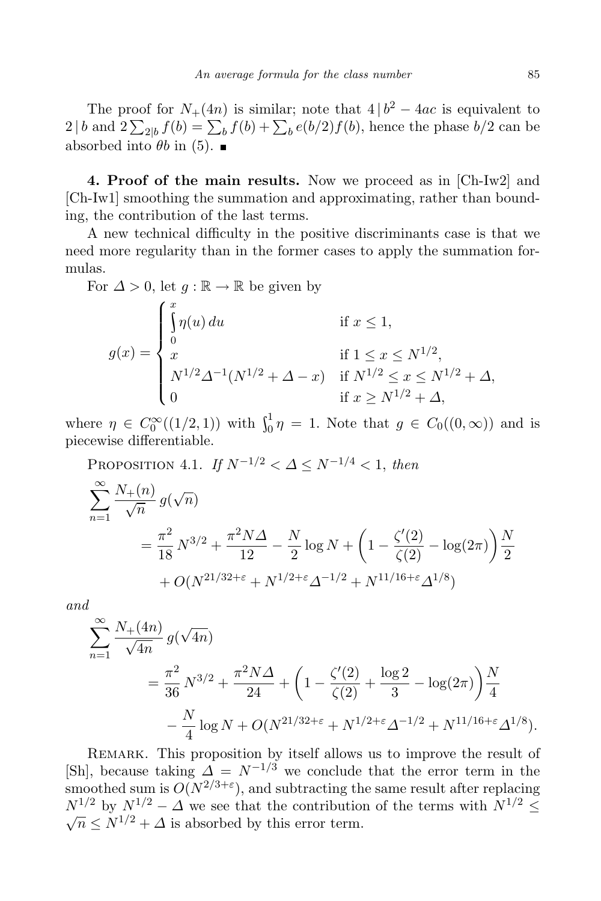The proof for $N_+(4n)$ is similar; note that $4 \mid b^2 - 4ac$ is equivalent to $2 \mid b$ and $2\sum_{2|b} f(b) = \sum_b f(b) + \sum_b e(b/2) f(b)$, hence the phase $b/2$ can be absorbed into $\theta b$ in (5). ■

**4. Proof of the main results.** Now we proceed as in [Ch-Iw2] and [Ch-Iw1] smoothing the summation and approximating, rather than bounding, the contribution of the last terms.

A new technical difficulty in the positive discriminants case is that we need more regularity than in the former cases to apply the summation formulas.

For $\Delta > 0$, let $g : \mathbb{R} \to \mathbb{R}$ be given by

$$g(x) = \begin{cases} \int_0^x \eta(u)\,du & \text{if } x \le 1, \\ x & \text{if } 1 \le x \le N^{1/2}, \\ N^{1/2}\Delta^{-1}(N^{1/2} + \Delta - x) & \text{if } N^{1/2} \le x \le N^{1/2} + \Delta, \\ 0 & \text{if } x \ge N^{1/2} + \Delta, \end{cases}$$

where $\eta \in C_0^\infty((1/2, 1))$ with $\int_0^1 \eta = 1$. Note that $g \in C_0((0,\infty))$ and is piecewise differentiable.

Proposition 4.1. *If $N^{-1/2} < \Delta \le N^{-1/4} < 1$, then*

$$\begin{aligned} \sum_{n=1}^{\infty} \frac{N_+(n)}{\sqrt{n}}\, g(\sqrt{n}) &= \frac{\pi^2}{18} N^{3/2} + \frac{\pi^2 N \Delta}{12} - \frac{N}{2}\log N + \left(1 - \frac{\zeta'(2)}{\zeta(2)} - \log(2\pi)\right)\frac{N}{2} \\ &\quad + O(N^{21/32+\varepsilon} + N^{1/2+\varepsilon}\Delta^{-1/2} + N^{11/16+\varepsilon}\Delta^{1/8}) \end{aligned}$$

*and*

$$\begin{aligned} \sum_{n=1}^{\infty} \frac{N_+(4n)}{\sqrt{4n}}\, g(\sqrt{4n}) &= \frac{\pi^2}{36} N^{3/2} + \frac{\pi^2 N \Delta}{24} + \left(1 - \frac{\zeta'(2)}{\zeta(2)} + \frac{\log 2}{3} - \log(2\pi)\right)\frac{N}{4} \\ &\quad - \frac{N}{4}\log N + O(N^{21/32+\varepsilon} + N^{1/2+\varepsilon}\Delta^{-1/2} + N^{11/16+\varepsilon}\Delta^{1/8}). \end{aligned}$$

Remark. This proposition by itself allows us to improve the result of [Sh], because taking $\Delta = N^{-1/3}$ we conclude that the error term in the smoothed sum is $O(N^{2/3+\varepsilon})$, and subtracting the same result after replacing $N^{1/2}$ by $N^{1/2} - \Delta$ we see that the contribution of the terms with $N^{1/2} \le \sqrt{n} \le N^{1/2} + \Delta$ is absorbed by this error term.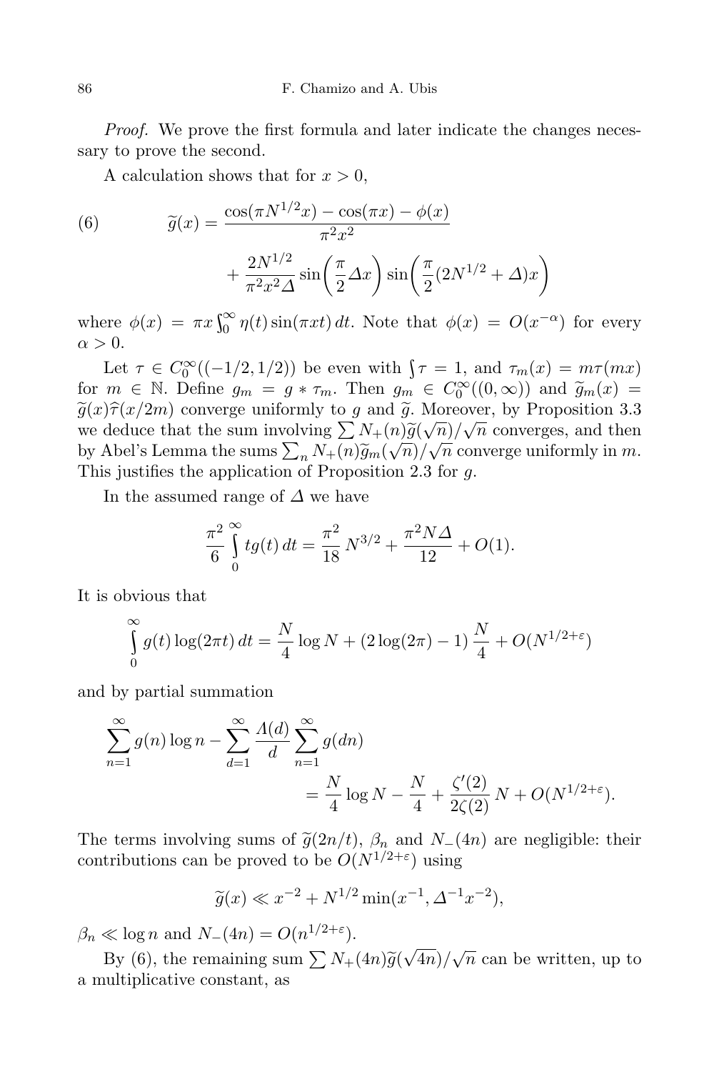*Proof.* We prove the first formula and later indicate the changes necessary to prove the second.

A calculation shows that for $x > 0$,

$$\widetilde{g}(x) = \frac{\cos(\pi N^{1/2}x) - \cos(\pi x) - \phi(x)}{\pi^2 x^2} + \frac{2N^{1/2}}{\pi^2 x^2 \Delta} \sin\left(\frac{\pi}{2}\Delta x\right) \sin\left(\frac{\pi}{2}(2N^{1/2} + \Delta)x\right) \tag{6}$$

where $\phi(x) = \pi x \int_0^\infty \eta(t) \sin(\pi x t)\, dt$. Note that $\phi(x) = O(x^{-\alpha})$ for every $\alpha > 0$.

Let $\tau \in C_0^\infty((-1/2, 1/2))$ be even with $\int \tau = 1$, and $\tau_m(x) = m\tau(mx)$ for $m \in \mathbb{N}$. Define $g_m = g * \tau_m$. Then $g_m \in C_0^\infty((0,\infty))$ and $\widetilde{g}_m(x) = \widetilde{g}(x)\widehat{\tau}(x/2m)$ converge uniformly to $g$ and $\widetilde{g}$. Moreover, by Proposition 3.3 we deduce that the sum involving $\sum N_+(n)\widetilde{g}(\sqrt{n})/\sqrt{n}$ converges, and then by Abel's Lemma the sums $\sum_n N_+(n)\widetilde{g}_m(\sqrt{n})/\sqrt{n}$ converge uniformly in $m$. This justifies the application of Proposition 2.3 for $g$.

In the assumed range of $\Delta$ we have

$$\frac{\pi^2}{6}\int_0^\infty t g(t)\, dt = \frac{\pi^2}{18} N^{3/2} + \frac{\pi^2 N \Delta}{12} + O(1).$$

It is obvious that

$$\int_0^\infty g(t)\log(2\pi t)\, dt = \frac{N}{4}\log N + (2\log(2\pi) - 1)\,\frac{N}{4} + O(N^{1/2+\varepsilon})$$

and by partial summation

$$\sum_{n=1}^\infty g(n)\log n - \sum_{d=1}^\infty \frac{\Lambda(d)}{d}\sum_{n=1}^\infty g(dn) = \frac{N}{4}\log N - \frac{N}{4} + \frac{\zeta'(2)}{2\zeta(2)}\, N + O(N^{1/2+\varepsilon}).$$

The terms involving sums of $\widetilde{g}(2n/t)$, $\beta_n$ and $N_-(4n)$ are negligible: their contributions can be proved to be $O(N^{1/2+\varepsilon})$ using

$$\widetilde{g}(x) \ll x^{-2} + N^{1/2}\min(x^{-1}, \Delta^{-1}x^{-2}),$$

$\beta_n \ll \log n$ and $N_-(4n) = O(n^{1/2+\varepsilon})$.

By (6), the remaining sum $\sum N_+(4n)\widetilde{g}(\sqrt{4n})/\sqrt{n}$ can be written, up to a multiplicative constant, as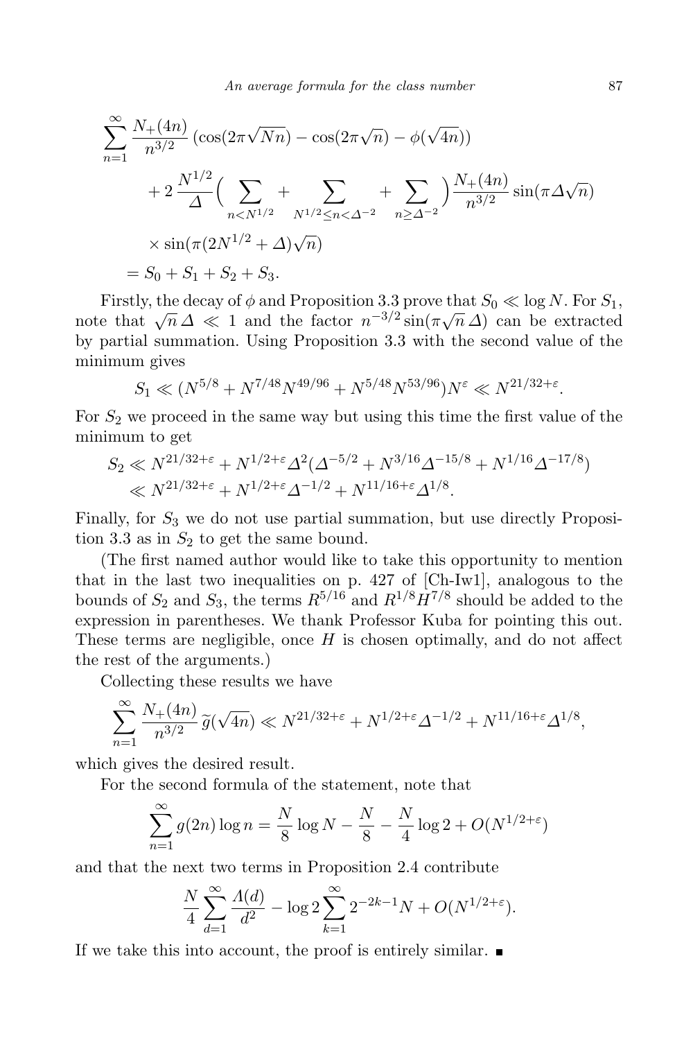$$
\begin{aligned}
&\sum_{n=1}^{\infty} \frac{N_+(4n)}{n^{3/2}} \left(\cos(2\pi\sqrt{Nn}) - \cos(2\pi\sqrt{n}) - \phi(\sqrt{4n})\right) \\
&\qquad + 2\,\frac{N^{1/2}}{\Delta}\Big( \sum_{n<N^{1/2}} + \sum_{N^{1/2}\le n<\Delta^{-2}} + \sum_{n\ge \Delta^{-2}} \Big) \frac{N_+(4n)}{n^{3/2}} \sin(\pi\Delta\sqrt{n}) \\
&\qquad \times \sin(\pi(2N^{1/2}+\Delta)\sqrt{n}) \\
&\quad = S_0 + S_1 + S_2 + S_3.
\end{aligned}
$$

Firstly, the decay of $\phi$ and Proposition 3.3 prove that $S_0 \ll \log N$. For $S_1$, note that $\sqrt{n}\,\Delta \ll 1$ and the factor $n^{-3/2}\sin(\pi\sqrt{n}\,\Delta)$ can be extracted by partial summation. Using Proposition 3.3 with the second value of the minimum gives

$$
S_1 \ll (N^{5/8} + N^{7/48}N^{49/96} + N^{5/48}N^{53/96})N^{\varepsilon} \ll N^{21/32+\varepsilon}.
$$

For $S_2$ we proceed in the same way but using this time the first value of the minimum to get

$$
\begin{aligned}
S_2 &\ll N^{21/32+\varepsilon} + N^{1/2+\varepsilon}\Delta^2(\Delta^{-5/2} + N^{3/16}\Delta^{-15/8} + N^{1/16}\Delta^{-17/8}) \\
&\ll N^{21/32+\varepsilon} + N^{1/2+\varepsilon}\Delta^{-1/2} + N^{11/16+\varepsilon}\Delta^{1/8}.
\end{aligned}
$$

Finally, for $S_3$ we do not use partial summation, but use directly Proposition 3.3 as in $S_2$ to get the same bound.

(The first named author would like to take this opportunity to mention that in the last two inequalities on p. 427 of [Ch-Iw1], analogous to the bounds of $S_2$ and $S_3$, the terms $R^{5/16}$ and $R^{1/8}H^{7/8}$ should be added to the expression in parentheses. We thank Professor Kuba for pointing this out. These terms are negligible, once $H$ is chosen optimally, and do not affect the rest of the arguments.)

Collecting these results we have

$$
\sum_{n=1}^{\infty} \frac{N_+(4n)}{n^{3/2}}\,\widetilde{g}(\sqrt{4n}) \ll N^{21/32+\varepsilon} + N^{1/2+\varepsilon}\Delta^{-1/2} + N^{11/16+\varepsilon}\Delta^{1/8},
$$

which gives the desired result.

For the second formula of the statement, note that

$$
\sum_{n=1}^{\infty} g(2n)\log n = \frac{N}{8}\log N - \frac{N}{8} - \frac{N}{4}\log 2 + O(N^{1/2+\varepsilon})
$$

and that the next two terms in Proposition 2.4 contribute

$$
\frac{N}{4}\sum_{d=1}^{\infty}\frac{\Lambda(d)}{d^2} - \log 2\sum_{k=1}^{\infty} 2^{-2k-1}N + O(N^{1/2+\varepsilon}).
$$

If we take this into account, the proof is entirely similar. ∎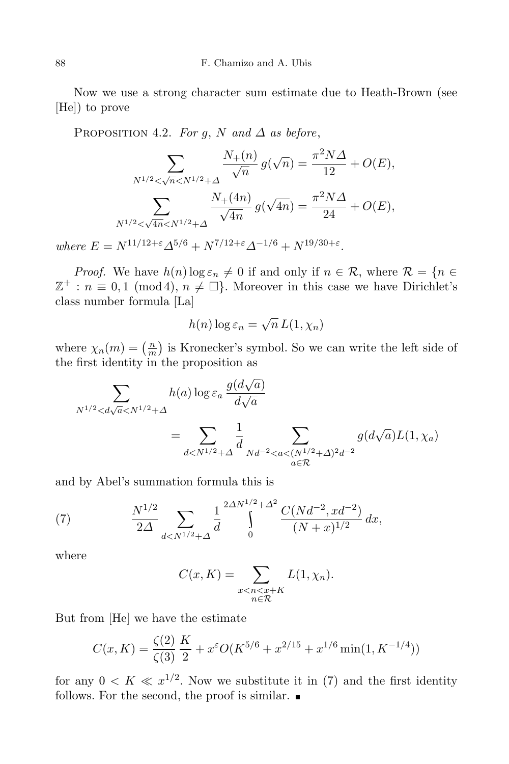Now we use a strong character sum estimate due to Heath-Brown (see [He]) to prove

Proposition 4.2. *For $g$, $N$ and $\Delta$ as before*,

$$\sum_{N^{1/2}<\sqrt{n}<N^{1/2}+\Delta} \frac{N_+(n)}{\sqrt{n}}\, g(\sqrt{n}) = \frac{\pi^2 N\Delta}{12} + O(E),$$

$$\sum_{N^{1/2}<\sqrt{4n}<N^{1/2}+\Delta} \frac{N_+(4n)}{\sqrt{4n}}\, g(\sqrt{4n}) = \frac{\pi^2 N\Delta}{24} + O(E),$$

*where* $E = N^{11/12+\varepsilon}\Delta^{5/6} + N^{7/12+\varepsilon}\Delta^{-1/6} + N^{19/30+\varepsilon}$.

*Proof.* We have $h(n)\log\varepsilon_n \neq 0$ if and only if $n \in \mathcal{R}$, where $\mathcal{R} = \{n \in \mathbb{Z}^+ : n \equiv 0, 1 \pmod 4,\ n \neq \square\}$. Moreover in this case we have Dirichlet's class number formula [La]

$$h(n)\log\varepsilon_n = \sqrt{n}\, L(1,\chi_n)$$

where $\chi_n(m) = \left(\frac{n}{m}\right)$ is Kronecker's symbol. So we can write the left side of the first identity in the proposition as

$$\sum_{N^{1/2}<d\sqrt{a}<N^{1/2}+\Delta} h(a)\log\varepsilon_a\, \frac{g(d\sqrt{a})}{d\sqrt{a}} = \sum_{d<N^{1/2}+\Delta} \frac{1}{d} \sum_{\substack{Nd^{-2}<a<(N^{1/2}+\Delta)^2 d^{-2}\\ a\in\mathcal{R}}} g(d\sqrt{a}) L(1,\chi_a)$$

and by Abel's summation formula this is

$$\frac{N^{1/2}}{2\Delta} \sum_{d<N^{1/2}+\Delta} \frac{1}{d} \int_0^{2\Delta N^{1/2}+\Delta^2} \frac{C(Nd^{-2}, xd^{-2})}{(N+x)^{1/2}}\, dx, \tag{7}$$

where

$$C(x,K) = \sum_{\substack{x<n<x+K\\ n\in\mathcal{R}}} L(1,\chi_n).$$

But from [He] we have the estimate

$$C(x,K) = \frac{\zeta(2)}{\zeta(3)}\, \frac{K}{2} + x^{\varepsilon} O(K^{5/6} + x^{2/15} + x^{1/6}\min(1, K^{-1/4}))$$

for any $0 < K \ll x^{1/2}$. Now we substitute it in (7) and the first identity follows. For the second, the proof is similar. ∎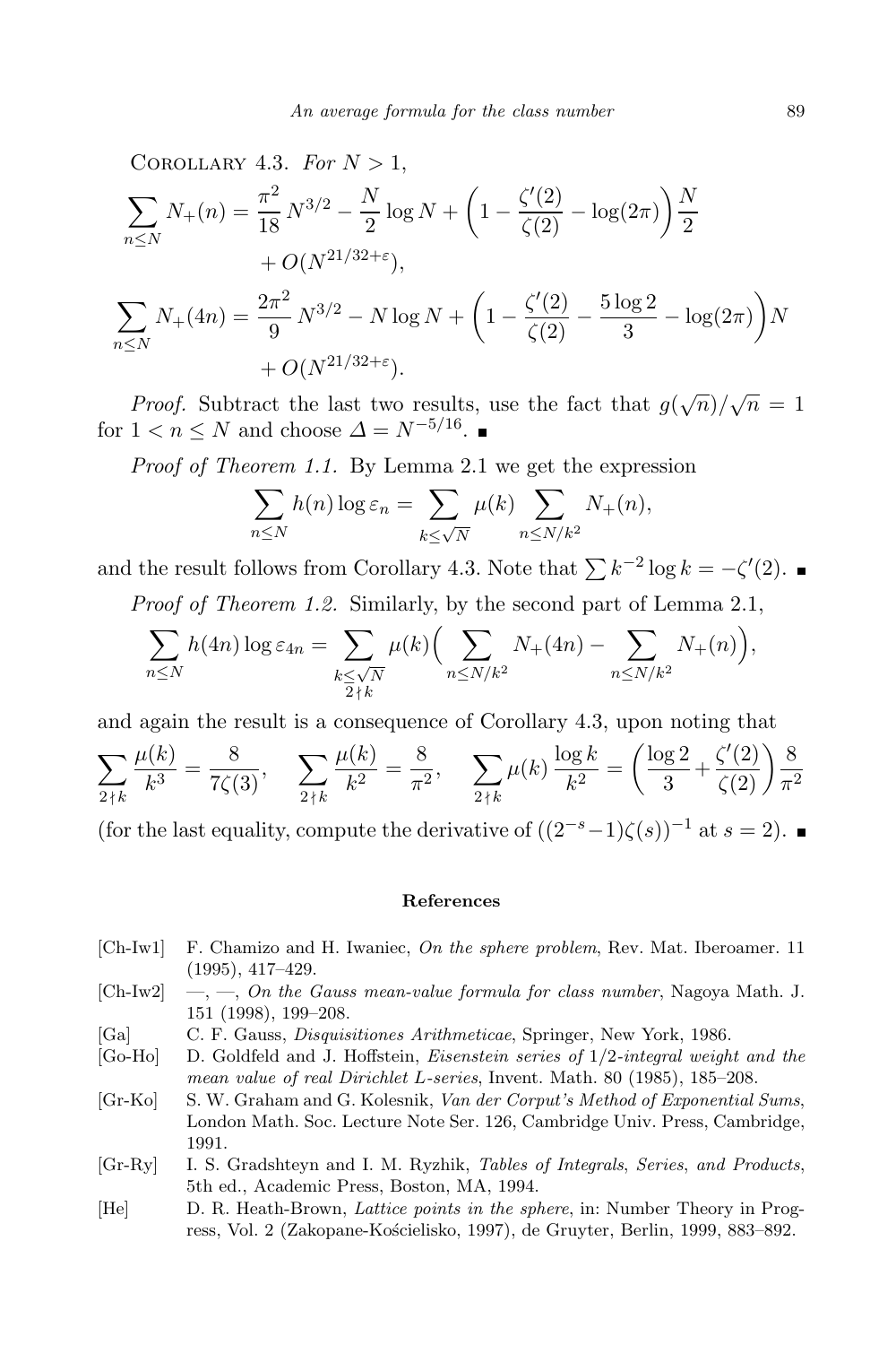Corollary 4.3. *For $N > 1$,*

$$\sum_{n\le N} N_+(n) = \frac{\pi^2}{18}N^{3/2} - \frac{N}{2}\log N + \left(1 - \frac{\zeta'(2)}{\zeta(2)} - \log(2\pi)\right)\frac{N}{2} + O(N^{21/32+\varepsilon}),$$

$$\sum_{n\le N} N_+(4n) = \frac{2\pi^2}{9}N^{3/2} - N\log N + \left(1 - \frac{\zeta'(2)}{\zeta(2)} - \frac{5\log 2}{3} - \log(2\pi)\right)N + O(N^{21/32+\varepsilon}).$$

*Proof.* Subtract the last two results, use the fact that $g(\sqrt{n})/\sqrt{n} = 1$ for $1 < n \le N$ and choose $\Delta = N^{-5/16}$. ∎

*Proof of Theorem 1.1.* By Lemma 2.1 we get the expression

$$\sum_{n\le N} h(n)\log\varepsilon_n = \sum_{k\le\sqrt{N}} \mu(k) \sum_{n\le N/k^2} N_+(n),$$

and the result follows from Corollary 4.3. Note that $\sum k^{-2}\log k = -\zeta'(2)$. ∎

*Proof of Theorem 1.2.* Similarly, by the second part of Lemma 2.1,

$$\sum_{n\le N} h(4n)\log\varepsilon_{4n} = \sum_{\substack{k\le\sqrt{N}\\ 2\nmid k}} \mu(k)\Big(\sum_{n\le N/k^2} N_+(4n) - \sum_{n\le N/k^2} N_+(n)\Big),$$

and again the result is a consequence of Corollary 4.3, upon noting that

$$\sum_{2\nmid k}\frac{\mu(k)}{k^3} = \frac{8}{7\zeta(3)}, \quad \sum_{2\nmid k}\frac{\mu(k)}{k^2} = \frac{8}{\pi^2}, \quad \sum_{2\nmid k}\mu(k)\,\frac{\log k}{k^2} = \left(\frac{\log 2}{3} + \frac{\zeta'(2)}{\zeta(2)}\right)\frac{8}{\pi^2}$$

(for the last equality, compute the derivative of $((2^{-s}-1)\zeta(s))^{-1}$ at $s = 2$). ∎

## References

[Ch-Iw1] F. Chamizo and H. Iwaniec, *On the sphere problem*, Rev. Mat. Iberoamer. 11 (1995), 417–429.

[Ch-Iw2] —, —, *On the Gauss mean-value formula for class number*, Nagoya Math. J. 151 (1998), 199–208.

[Ga] C. F. Gauss, *Disquisitiones Arithmeticae*, Springer, New York, 1986.

[Go-Ho] D. Goldfeld and J. Hoffstein, *Eisenstein series of 1/2-integral weight and the mean value of real Dirichlet L-series*, Invent. Math. 80 (1985), 185–208.

[Gr-Ko] S. W. Graham and G. Kolesnik, *Van der Corput's Method of Exponential Sums*, London Math. Soc. Lecture Note Ser. 126, Cambridge Univ. Press, Cambridge, 1991.

[Gr-Ry] I. S. Gradshteyn and I. M. Ryzhik, *Tables of Integrals, Series, and Products*, 5th ed., Academic Press, Boston, MA, 1994.

[He] D. R. Heath-Brown, *Lattice points in the sphere*, in: Number Theory in Progress, Vol. 2 (Zakopane-Kościelisko, 1997), de Gruyter, Berlin, 1999, 883–892.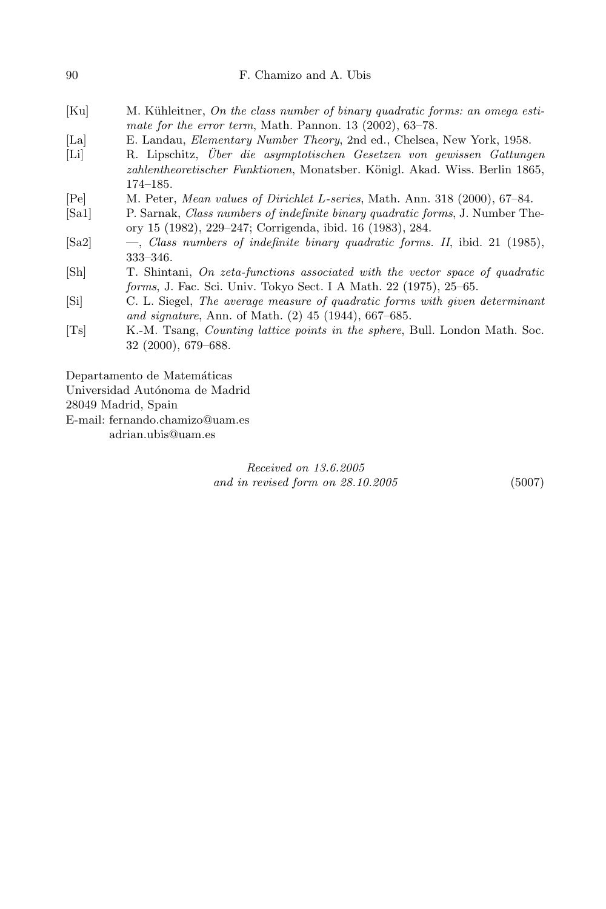[Ku] M. Kühleitner, *On the class number of binary quadratic forms: an omega estimate for the error term*, Math. Pannon. 13 (2002), 63–78.

[La] E. Landau, *Elementary Number Theory*, 2nd ed., Chelsea, New York, 1958.

[Li] R. Lipschitz, *Über die asymptotischen Gesetzen von gewissen Gattungen zahlentheoretischer Funktionen*, Monatsber. Königl. Akad. Wiss. Berlin 1865, 174–185.

[Pe] M. Peter, *Mean values of Dirichlet L-series*, Math. Ann. 318 (2000), 67–84.

[Sa1] P. Sarnak, *Class numbers of indefinite binary quadratic forms*, J. Number Theory 15 (1982), 229–247; Corrigenda, ibid. 16 (1983), 284.

[Sa2] —, *Class numbers of indefinite binary quadratic forms. II*, ibid. 21 (1985), 333–346.

[Sh] T. Shintani, *On zeta-functions associated with the vector space of quadratic forms*, J. Fac. Sci. Univ. Tokyo Sect. I A Math. 22 (1975), 25–65.

[Si] C. L. Siegel, *The average measure of quadratic forms with given determinant and signature*, Ann. of Math. (2) 45 (1944), 667–685.

[Ts] K.-M. Tsang, *Counting lattice points in the sphere*, Bull. London Math. Soc. 32 (2000), 679–688.

Departamento de Matemáticas
Universidad Autónoma de Madrid
28049 Madrid, Spain
E-mail: fernando.chamizo@uam.es
adrian.ubis@uam.es

*Received on 13.6.2005*
*and in revised form on 28.10.2005* (5007)